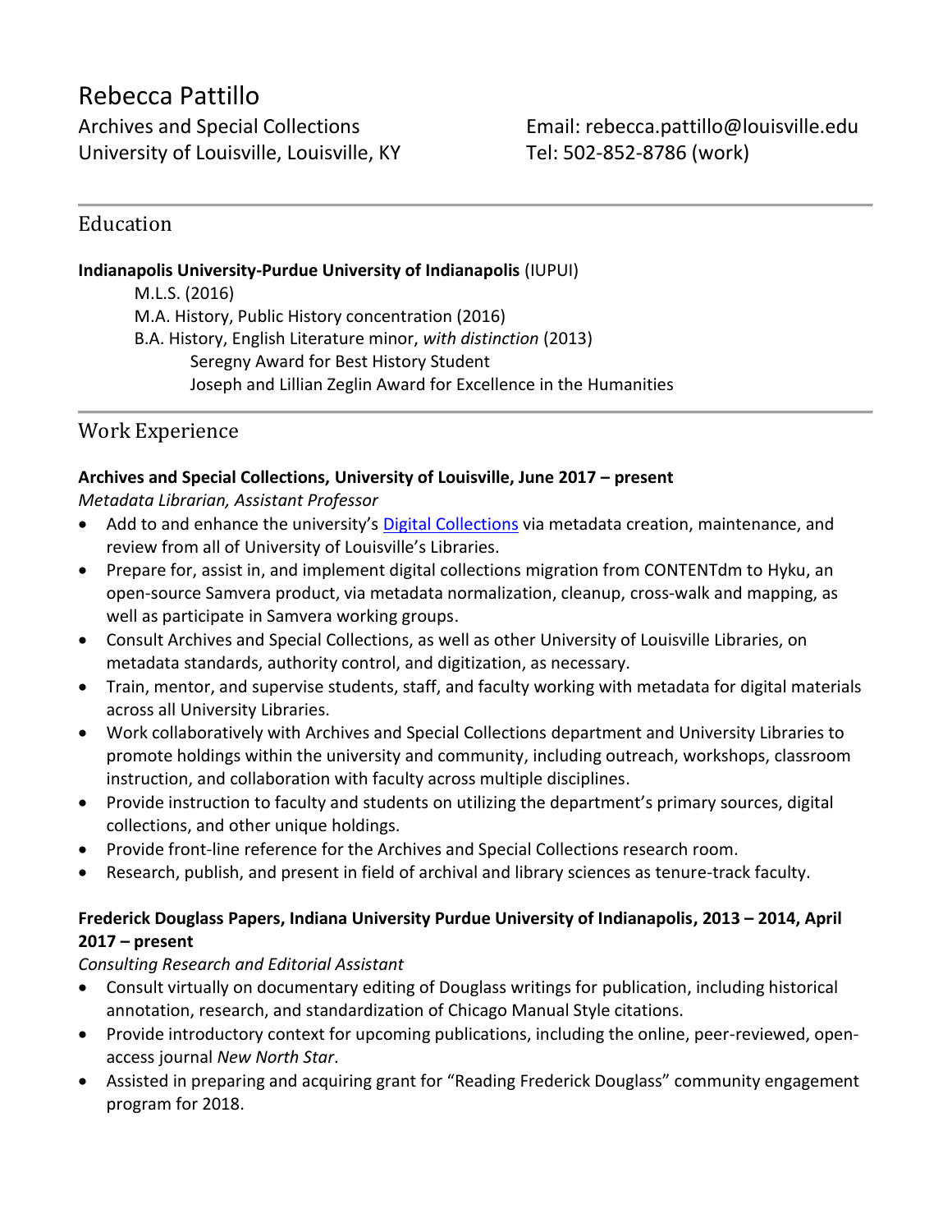# Rebecca Pattillo

Archives and Special Collections
University of Louisville, Louisville, KY

Email: rebecca.pattillo@louisville.edu
Tel: 502-852-8786 (work)

## Education

**Indianapolis University-Purdue University of Indianapolis** (IUPUI)

M.L.S. (2016)
M.A. History, Public History concentration (2016)
B.A. History, English Literature minor, *with distinction* (2013)
Seregny Award for Best History Student
Joseph and Lillian Zeglin Award for Excellence in the Humanities

## Work Experience

### Archives and Special Collections, University of Louisville, June 2017 – present

*Metadata Librarian, Assistant Professor*

- Add to and enhance the university's Digital Collections via metadata creation, maintenance, and review from all of University of Louisville's Libraries.
- Prepare for, assist in, and implement digital collections migration from CONTENTdm to Hyku, an open-source Samvera product, via metadata normalization, cleanup, cross-walk and mapping, as well as participate in Samvera working groups.
- Consult Archives and Special Collections, as well as other University of Louisville Libraries, on metadata standards, authority control, and digitization, as necessary.
- Train, mentor, and supervise students, staff, and faculty working with metadata for digital materials across all University Libraries.
- Work collaboratively with Archives and Special Collections department and University Libraries to promote holdings within the university and community, including outreach, workshops, classroom instruction, and collaboration with faculty across multiple disciplines.
- Provide instruction to faculty and students on utilizing the department's primary sources, digital collections, and other unique holdings.
- Provide front-line reference for the Archives and Special Collections research room.
- Research, publish, and present in field of archival and library sciences as tenure-track faculty.

### Frederick Douglass Papers, Indiana University Purdue University of Indianapolis, 2013 – 2014, April 2017 – present

*Consulting Research and Editorial Assistant*

- Consult virtually on documentary editing of Douglass writings for publication, including historical annotation, research, and standardization of Chicago Manual Style citations.
- Provide introductory context for upcoming publications, including the online, peer-reviewed, open-access journal *New North Star*.
- Assisted in preparing and acquiring grant for "Reading Frederick Douglass" community engagement program for 2018.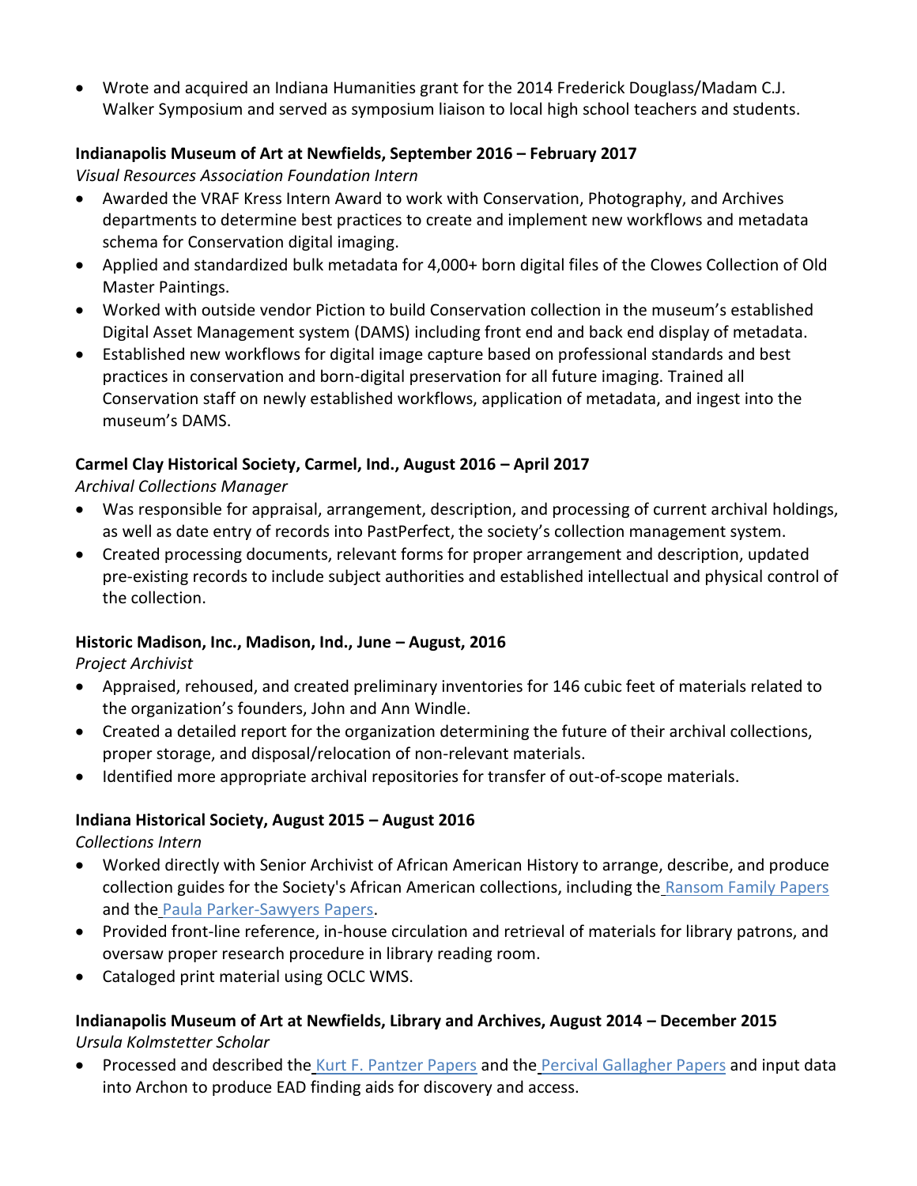- Wrote and acquired an Indiana Humanities grant for the 2014 Frederick Douglass/Madam C.J. Walker Symposium and served as symposium liaison to local high school teachers and students.

**Indianapolis Museum of Art at Newfields, September 2016 – February 2017**
*Visual Resources Association Foundation Intern*

- Awarded the VRAF Kress Intern Award to work with Conservation, Photography, and Archives departments to determine best practices to create and implement new workflows and metadata schema for Conservation digital imaging.
- Applied and standardized bulk metadata for 4,000+ born digital files of the Clowes Collection of Old Master Paintings.
- Worked with outside vendor Piction to build Conservation collection in the museum's established Digital Asset Management system (DAMS) including front end and back end display of metadata.
- Established new workflows for digital image capture based on professional standards and best practices in conservation and born-digital preservation for all future imaging. Trained all Conservation staff on newly established workflows, application of metadata, and ingest into the museum's DAMS.

**Carmel Clay Historical Society, Carmel, Ind., August 2016 – April 2017**
*Archival Collections Manager*

- Was responsible for appraisal, arrangement, description, and processing of current archival holdings, as well as date entry of records into PastPerfect, the society's collection management system.
- Created processing documents, relevant forms for proper arrangement and description, updated pre-existing records to include subject authorities and established intellectual and physical control of the collection.

**Historic Madison, Inc., Madison, Ind., June – August, 2016**
*Project Archivist*

- Appraised, rehoused, and created preliminary inventories for 146 cubic feet of materials related to the organization's founders, John and Ann Windle.
- Created a detailed report for the organization determining the future of their archival collections, proper storage, and disposal/relocation of non-relevant materials.
- Identified more appropriate archival repositories for transfer of out-of-scope materials.

**Indiana Historical Society, August 2015 – August 2016**
*Collections Intern*

- Worked directly with Senior Archivist of African American History to arrange, describe, and produce collection guides for the Society's African American collections, including the Ransom Family Papers and the Paula Parker-Sawyers Papers.
- Provided front-line reference, in-house circulation and retrieval of materials for library patrons, and oversaw proper research procedure in library reading room.
- Cataloged print material using OCLC WMS.

**Indianapolis Museum of Art at Newfields, Library and Archives, August 2014 – December 2015**
*Ursula Kolmstetter Scholar*

- Processed and described the Kurt F. Pantzer Papers and the Percival Gallagher Papers and input data into Archon to produce EAD finding aids for discovery and access.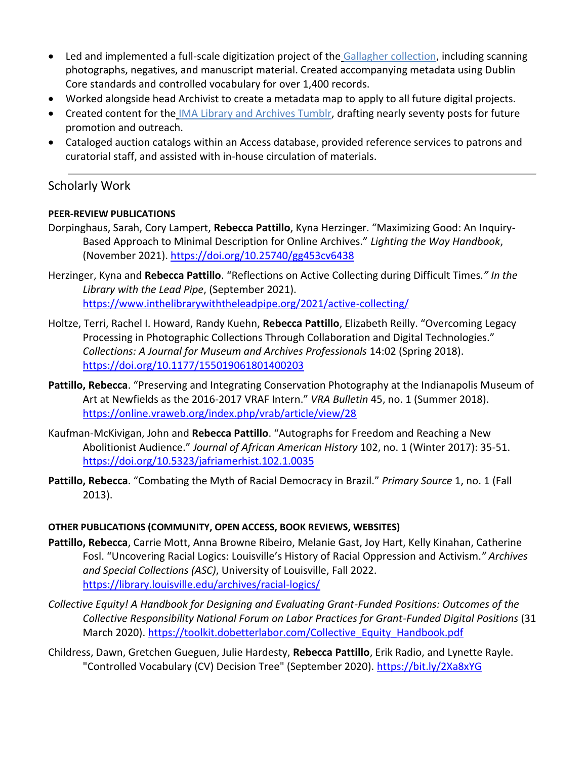- Led and implemented a full-scale digitization project of the Gallagher collection, including scanning photographs, negatives, and manuscript material. Created accompanying metadata using Dublin Core standards and controlled vocabulary for over 1,400 records.
- Worked alongside head Archivist to create a metadata map to apply to all future digital projects.
- Created content for the IMA Library and Archives Tumblr, drafting nearly seventy posts for future promotion and outreach.
- Cataloged auction catalogs within an Access database, provided reference services to patrons and curatorial staff, and assisted with in-house circulation of materials.

---

## Scholarly Work

### PEER-REVIEW PUBLICATIONS

Dorpinghaus, Sarah, Cory Lampert, **Rebecca Pattillo**, Kyna Herzinger. "Maximizing Good: An Inquiry-Based Approach to Minimal Description for Online Archives." *Lighting the Way Handbook*, (November 2021). https://doi.org/10.25740/gg453cv6438

Herzinger, Kyna and **Rebecca Pattillo**. "Reflections on Active Collecting during Difficult Times.*" In the Library with the Lead Pipe*, (September 2021). https://www.inthelibrarywiththeleadpipe.org/2021/active-collecting/

Holtze, Terri, Rachel I. Howard, Randy Kuehn, **Rebecca Pattillo**, Elizabeth Reilly. "Overcoming Legacy Processing in Photographic Collections Through Collaboration and Digital Technologies." *Collections: A Journal for Museum and Archives Professionals* 14:02 (Spring 2018). https://doi.org/10.1177/155019061801400203

**Pattillo, Rebecca**. "Preserving and Integrating Conservation Photography at the Indianapolis Museum of Art at Newfields as the 2016-2017 VRAF Intern." *VRA Bulletin* 45, no. 1 (Summer 2018). https://online.vraweb.org/index.php/vrab/article/view/28

Kaufman-McKivigan, John and **Rebecca Pattillo**. "Autographs for Freedom and Reaching a New Abolitionist Audience." *Journal of African American History* 102, no. 1 (Winter 2017): 35-51. https://doi.org/10.5323/jafriamerhist.102.1.0035

**Pattillo, Rebecca**. "Combating the Myth of Racial Democracy in Brazil." *Primary Source* 1, no. 1 (Fall 2013).

### OTHER PUBLICATIONS (COMMUNITY, OPEN ACCESS, BOOK REVIEWS, WEBSITES)

**Pattillo, Rebecca**, Carrie Mott, Anna Browne Ribeiro, Melanie Gast, Joy Hart, Kelly Kinahan, Catherine Fosl. "Uncovering Racial Logics: Louisville's History of Racial Oppression and Activism.*" Archives and Special Collections (ASC)*, University of Louisville, Fall 2022. https://library.louisville.edu/archives/racial-logics/

*Collective Equity! A Handbook for Designing and Evaluating Grant-Funded Positions: Outcomes of the Collective Responsibility National Forum on Labor Practices for Grant-Funded Digital Positions* (31 March 2020). https://toolkit.dobetterlabor.com/Collective_Equity_Handbook.pdf

Childress, Dawn, Gretchen Gueguen, Julie Hardesty, **Rebecca Pattillo**, Erik Radio, and Lynette Rayle. "Controlled Vocabulary (CV) Decision Tree" (September 2020). https://bit.ly/2Xa8xYG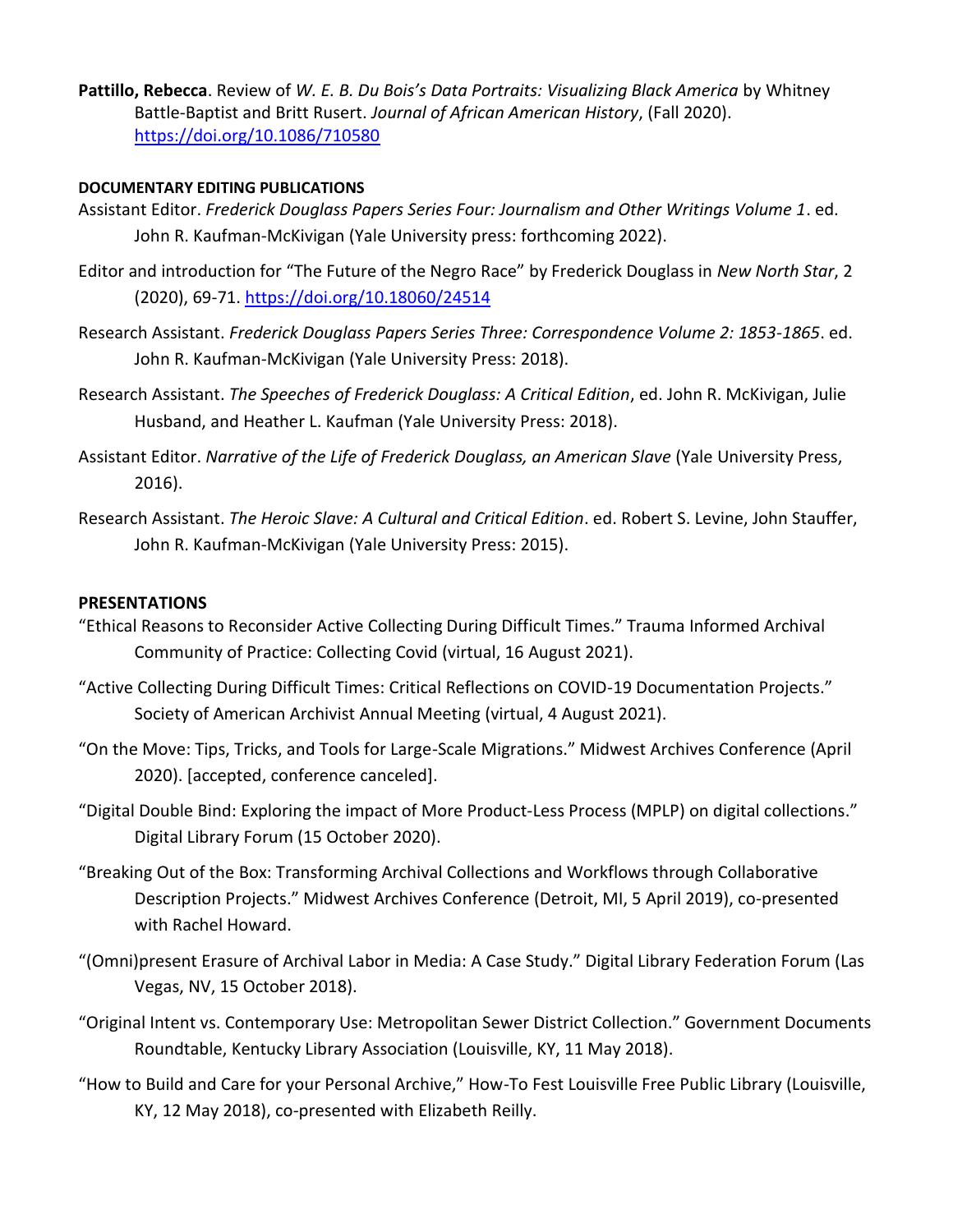**Pattillo, Rebecca**. Review of *W. E. B. Du Bois's Data Portraits: Visualizing Black America* by Whitney Battle-Baptist and Britt Rusert. *Journal of African American History*, (Fall 2020). https://doi.org/10.1086/710580

## DOCUMENTARY EDITING PUBLICATIONS

Assistant Editor. *Frederick Douglass Papers Series Four: Journalism and Other Writings Volume 1*. ed. John R. Kaufman-McKivigan (Yale University press: forthcoming 2022).

Editor and introduction for "The Future of the Negro Race" by Frederick Douglass in *New North Star*, 2 (2020), 69-71. https://doi.org/10.18060/24514

Research Assistant. *Frederick Douglass Papers Series Three: Correspondence Volume 2: 1853-1865*. ed. John R. Kaufman-McKivigan (Yale University Press: 2018).

Research Assistant. *The Speeches of Frederick Douglass: A Critical Edition*, ed. John R. McKivigan, Julie Husband, and Heather L. Kaufman (Yale University Press: 2018).

Assistant Editor. *Narrative of the Life of Frederick Douglass, an American Slave* (Yale University Press, 2016).

Research Assistant. *The Heroic Slave: A Cultural and Critical Edition*. ed. Robert S. Levine, John Stauffer, John R. Kaufman-McKivigan (Yale University Press: 2015).

## PRESENTATIONS

"Ethical Reasons to Reconsider Active Collecting During Difficult Times." Trauma Informed Archival Community of Practice: Collecting Covid (virtual, 16 August 2021).

"Active Collecting During Difficult Times: Critical Reflections on COVID-19 Documentation Projects." Society of American Archivist Annual Meeting (virtual, 4 August 2021).

"On the Move: Tips, Tricks, and Tools for Large-Scale Migrations." Midwest Archives Conference (April 2020). [accepted, conference canceled].

"Digital Double Bind: Exploring the impact of More Product-Less Process (MPLP) on digital collections." Digital Library Forum (15 October 2020).

"Breaking Out of the Box: Transforming Archival Collections and Workflows through Collaborative Description Projects." Midwest Archives Conference (Detroit, MI, 5 April 2019), co-presented with Rachel Howard.

"(Omni)present Erasure of Archival Labor in Media: A Case Study." Digital Library Federation Forum (Las Vegas, NV, 15 October 2018).

"Original Intent vs. Contemporary Use: Metropolitan Sewer District Collection." Government Documents Roundtable, Kentucky Library Association (Louisville, KY, 11 May 2018).

"How to Build and Care for your Personal Archive," How-To Fest Louisville Free Public Library (Louisville, KY, 12 May 2018), co-presented with Elizabeth Reilly.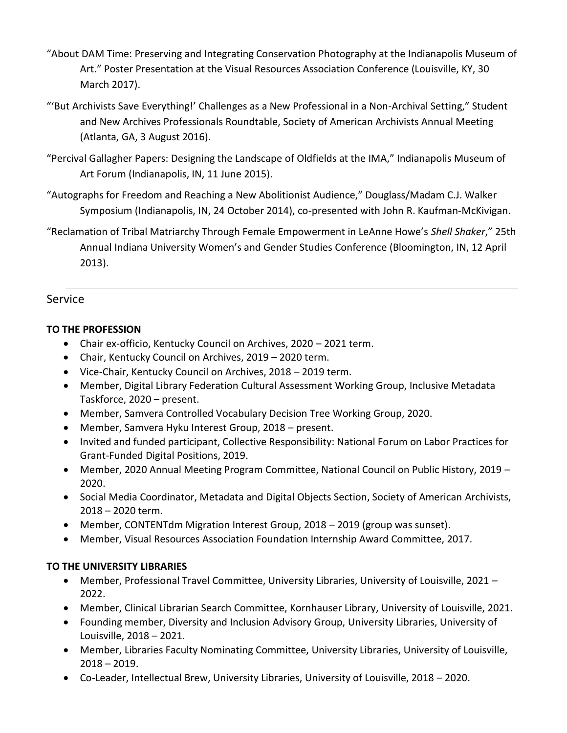"About DAM Time: Preserving and Integrating Conservation Photography at the Indianapolis Museum of Art." Poster Presentation at the Visual Resources Association Conference (Louisville, KY, 30 March 2017).

"'But Archivists Save Everything!' Challenges as a New Professional in a Non-Archival Setting," Student and New Archives Professionals Roundtable, Society of American Archivists Annual Meeting (Atlanta, GA, 3 August 2016).

"Percival Gallagher Papers: Designing the Landscape of Oldfields at the IMA," Indianapolis Museum of Art Forum (Indianapolis, IN, 11 June 2015).

"Autographs for Freedom and Reaching a New Abolitionist Audience," Douglass/Madam C.J. Walker Symposium (Indianapolis, IN, 24 October 2014), co-presented with John R. Kaufman-McKivigan.

"Reclamation of Tribal Matriarchy Through Female Empowerment in LeAnne Howe's *Shell Shaker*," 25th Annual Indiana University Women's and Gender Studies Conference (Bloomington, IN, 12 April 2013).

## Service

**TO THE PROFESSION**

- Chair ex-officio, Kentucky Council on Archives, 2020 – 2021 term.
- Chair, Kentucky Council on Archives, 2019 – 2020 term.
- Vice-Chair, Kentucky Council on Archives, 2018 – 2019 term.
- Member, Digital Library Federation Cultural Assessment Working Group, Inclusive Metadata Taskforce, 2020 – present.
- Member, Samvera Controlled Vocabulary Decision Tree Working Group, 2020.
- Member, Samvera Hyku Interest Group, 2018 – present.
- Invited and funded participant, Collective Responsibility: National Forum on Labor Practices for Grant-Funded Digital Positions, 2019.
- Member, 2020 Annual Meeting Program Committee, National Council on Public History, 2019 – 2020.
- Social Media Coordinator, Metadata and Digital Objects Section, Society of American Archivists, 2018 – 2020 term.
- Member, CONTENTdm Migration Interest Group, 2018 – 2019 (group was sunset).
- Member, Visual Resources Association Foundation Internship Award Committee, 2017.

**TO THE UNIVERSITY LIBRARIES**

- Member, Professional Travel Committee, University Libraries, University of Louisville, 2021 – 2022.
- Member, Clinical Librarian Search Committee, Kornhauser Library, University of Louisville, 2021.
- Founding member, Diversity and Inclusion Advisory Group, University Libraries, University of Louisville, 2018 – 2021.
- Member, Libraries Faculty Nominating Committee, University Libraries, University of Louisville, 2018 – 2019.
- Co-Leader, Intellectual Brew, University Libraries, University of Louisville, 2018 – 2020.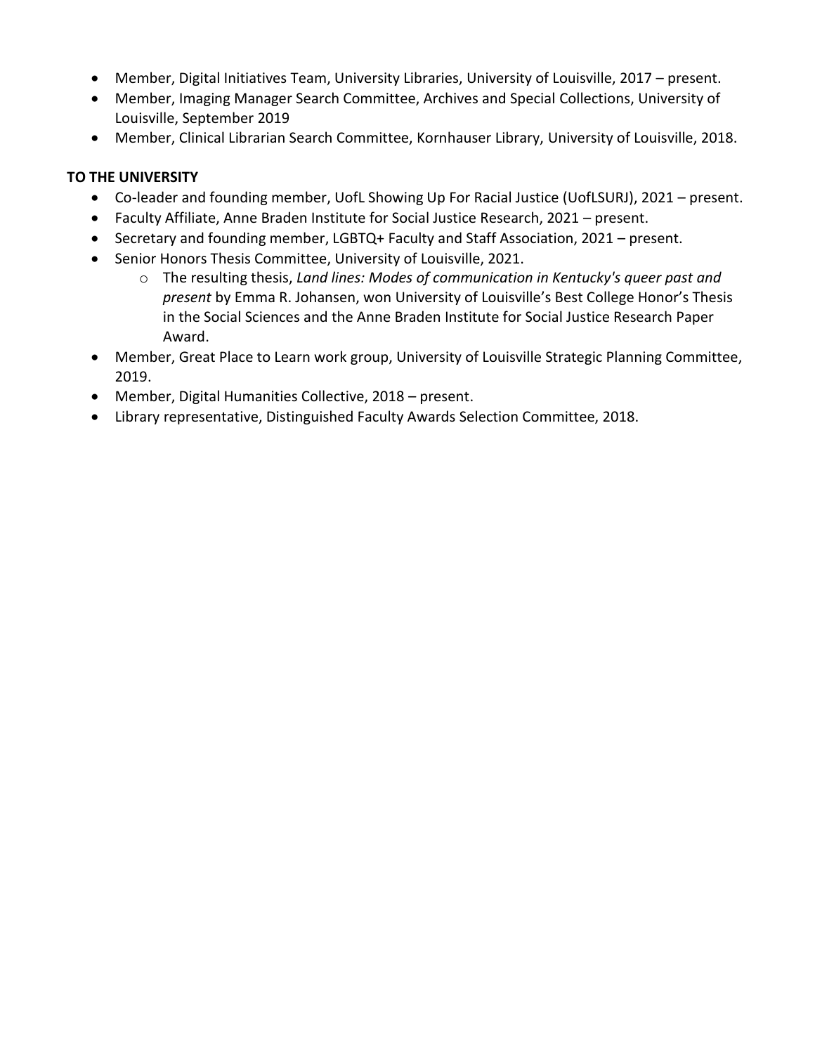- Member, Digital Initiatives Team, University Libraries, University of Louisville, 2017 – present.
- Member, Imaging Manager Search Committee, Archives and Special Collections, University of Louisville, September 2019
- Member, Clinical Librarian Search Committee, Kornhauser Library, University of Louisville, 2018.

**TO THE UNIVERSITY**

- Co-leader and founding member, UofL Showing Up For Racial Justice (UofLSURJ), 2021 – present.
- Faculty Affiliate, Anne Braden Institute for Social Justice Research, 2021 – present.
- Secretary and founding member, LGBTQ+ Faculty and Staff Association, 2021 – present.
- Senior Honors Thesis Committee, University of Louisville, 2021.
    - The resulting thesis, *Land lines: Modes of communication in Kentucky's queer past and present* by Emma R. Johansen, won University of Louisville's Best College Honor's Thesis in the Social Sciences and the Anne Braden Institute for Social Justice Research Paper Award.
- Member, Great Place to Learn work group, University of Louisville Strategic Planning Committee, 2019.
- Member, Digital Humanities Collective, 2018 – present.
- Library representative, Distinguished Faculty Awards Selection Committee, 2018.